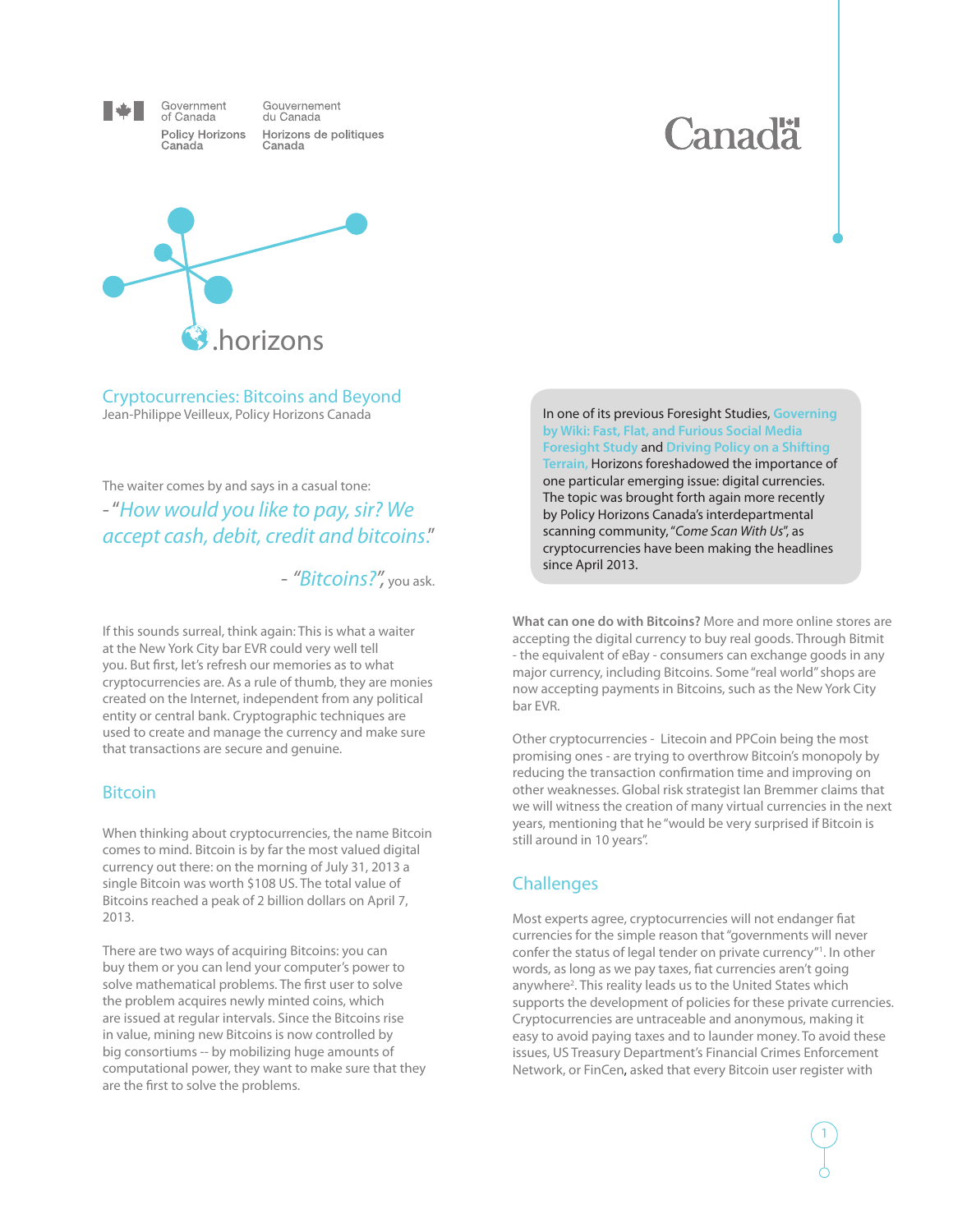Government of Canada / Gouvernement du Canada

Policy Horizons Canada / Horizons de politiques Canada

Canada

.horizons

# Cryptocurrencies: Bitcoins and Beyond

Jean-Philippe Veilleux, Policy Horizons Canada

The waiter comes by and says in a casual tone:

- "*How would you like to pay, sir? We accept cash, debit, credit and bitcoins.*"

- "*Bitcoins?*", you ask.

If this sounds surreal, think again: This is what a waiter at the New York City bar EVR could very well tell you. But first, let's refresh our memories as to what cryptocurrencies are. As a rule of thumb, they are monies created on the Internet, independent from any political entity or central bank. Cryptographic techniques are used to create and manage the currency and make sure that transactions are secure and genuine.

## Bitcoin

When thinking about cryptocurrencies, the name Bitcoin comes to mind. Bitcoin is by far the most valued digital currency out there: on the morning of July 31, 2013 a single Bitcoin was worth $108 US. The total value of Bitcoins reached a peak of 2 billion dollars on April 7, 2013.

There are two ways of acquiring Bitcoins: you can buy them or you can lend your computer's power to solve mathematical problems. The first user to solve the problem acquires newly minted coins, which are issued at regular intervals. Since the Bitcoins rise in value, mining new Bitcoins is now controlled by big consortiums -- by mobilizing huge amounts of computational power, they want to make sure that they are the first to solve the problems.

In one of its previous Foresight Studies, Governing by Wiki: Fast, Flat, and Furious Social Media Foresight Study and Driving Policy on a Shifting Terrain, Horizons foreshadowed the importance of one particular emerging issue: digital currencies. The topic was brought forth again more recently by Policy Horizons Canada's interdepartmental scanning community, "*Come Scan With Us*", as cryptocurrencies have been making the headlines since April 2013.

**What can one do with Bitcoins?** More and more online stores are accepting the digital currency to buy real goods. Through Bitmit - the equivalent of eBay - consumers can exchange goods in any major currency, including Bitcoins. Some "real world" shops are now accepting payments in Bitcoins, such as the New York City bar EVR.

Other cryptocurrencies - Litecoin and PPCoin being the most promising ones - are trying to overthrow Bitcoin's monopoly by reducing the transaction confirmation time and improving on other weaknesses. Global risk strategist Ian Bremmer claims that we will witness the creation of many virtual currencies in the next years, mentioning that he "would be very surprised if Bitcoin is still around in 10 years".

## Challenges

Most experts agree, cryptocurrencies will not endanger fiat currencies for the simple reason that "governments will never confer the status of legal tender on private currency"[1]. In other words, as long as we pay taxes, fiat currencies aren't going anywhere[2]. This reality leads us to the United States which supports the development of policies for these private currencies. Cryptocurrencies are untraceable and anonymous, making it easy to avoid paying taxes and to launder money. To avoid these issues, US Treasury Department's Financial Crimes Enforcement Network, or FinCen, asked that every Bitcoin user register with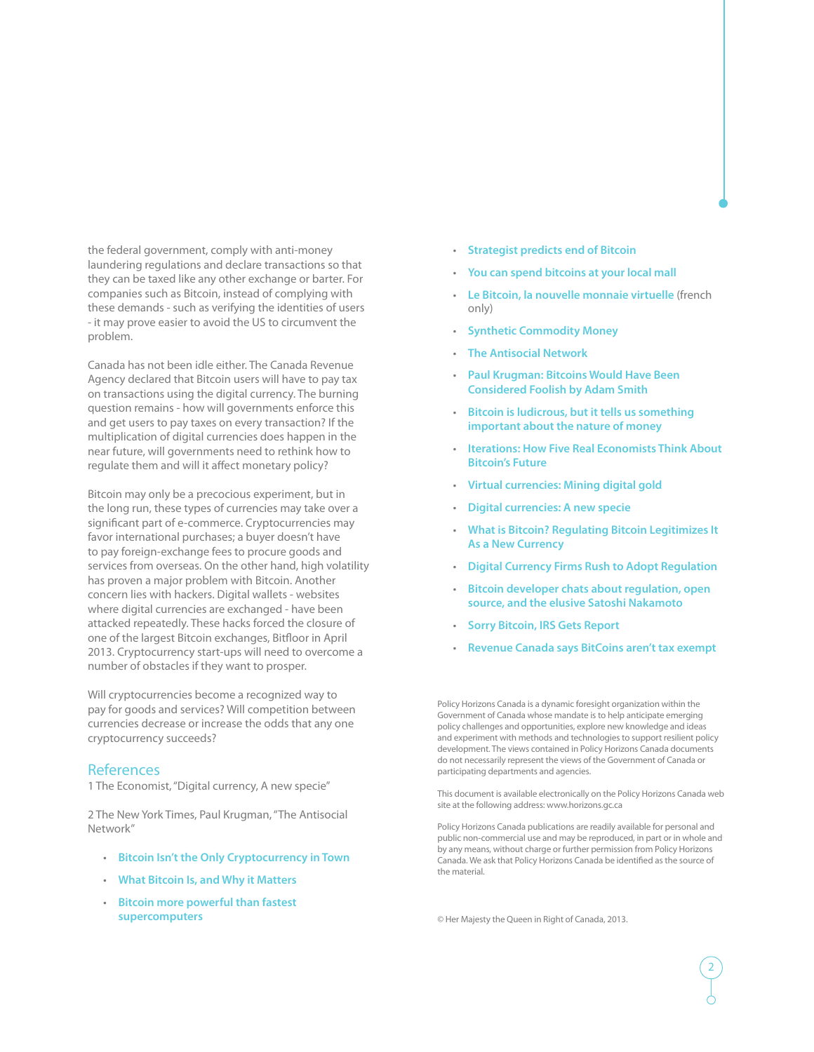the federal government, comply with anti-money laundering regulations and declare transactions so that they can be taxed like any other exchange or barter. For companies such as Bitcoin, instead of complying with these demands - such as verifying the identities of users - it may prove easier to avoid the US to circumvent the problem.

Canada has not been idle either. The Canada Revenue Agency declared that Bitcoin users will have to pay tax on transactions using the digital currency. The burning question remains - how will governments enforce this and get users to pay taxes on every transaction? If the multiplication of digital currencies does happen in the near future, will governments need to rethink how to regulate them and will it affect monetary policy?

Bitcoin may only be a precocious experiment, but in the long run, these types of currencies may take over a significant part of e-commerce. Cryptocurrencies may favor international purchases; a buyer doesn't have to pay foreign-exchange fees to procure goods and services from overseas. On the other hand, high volatility has proven a major problem with Bitcoin. Another concern lies with hackers. Digital wallets - websites where digital currencies are exchanged - have been attacked repeatedly. These hacks forced the closure of one of the largest Bitcoin exchanges, Bitfloor in April 2013. Cryptocurrency start-ups will need to overcome a number of obstacles if they want to prosper.

Will cryptocurrencies become a recognized way to pay for goods and services? Will competition between currencies decrease or increase the odds that any one cryptocurrency succeeds?

## References

1 The Economist, "Digital currency, A new specie"

2 The New York Times, Paul Krugman, "The Antisocial Network"

- Bitcoin Isn't the Only Cryptocurrency in Town
- What Bitcoin Is, and Why it Matters
- Bitcoin more powerful than fastest supercomputers
- Strategist predicts end of Bitcoin
- You can spend bitcoins at your local mall
- Le Bitcoin, la nouvelle monnaie virtuelle (french only)
- Synthetic Commodity Money
- The Antisocial Network
- Paul Krugman: Bitcoins Would Have Been Considered Foolish by Adam Smith
- Bitcoin is ludicrous, but it tells us something important about the nature of money
- Iterations: How Five Real Economists Think About Bitcoin's Future
- Virtual currencies: Mining digital gold
- Digital currencies: A new specie
- What is Bitcoin? Regulating Bitcoin Legitimizes It As a New Currency
- Digital Currency Firms Rush to Adopt Regulation
- Bitcoin developer chats about regulation, open source, and the elusive Satoshi Nakamoto
- Sorry Bitcoin, IRS Gets Report
- Revenue Canada says BitCoins aren't tax exempt

Policy Horizons Canada is a dynamic foresight organization within the Government of Canada whose mandate is to help anticipate emerging policy challenges and opportunities, explore new knowledge and ideas and experiment with methods and technologies to support resilient policy development. The views contained in Policy Horizons Canada documents do not necessarily represent the views of the Government of Canada or participating departments and agencies.

This document is available electronically on the Policy Horizons Canada web site at the following address: www.horizons.gc.ca

Policy Horizons Canada publications are readily available for personal and public non-commercial use and may be reproduced, in part or in whole and by any means, without charge or further permission from Policy Horizons Canada. We ask that Policy Horizons Canada be identified as the source of the material.

© Her Majesty the Queen in Right of Canada, 2013.